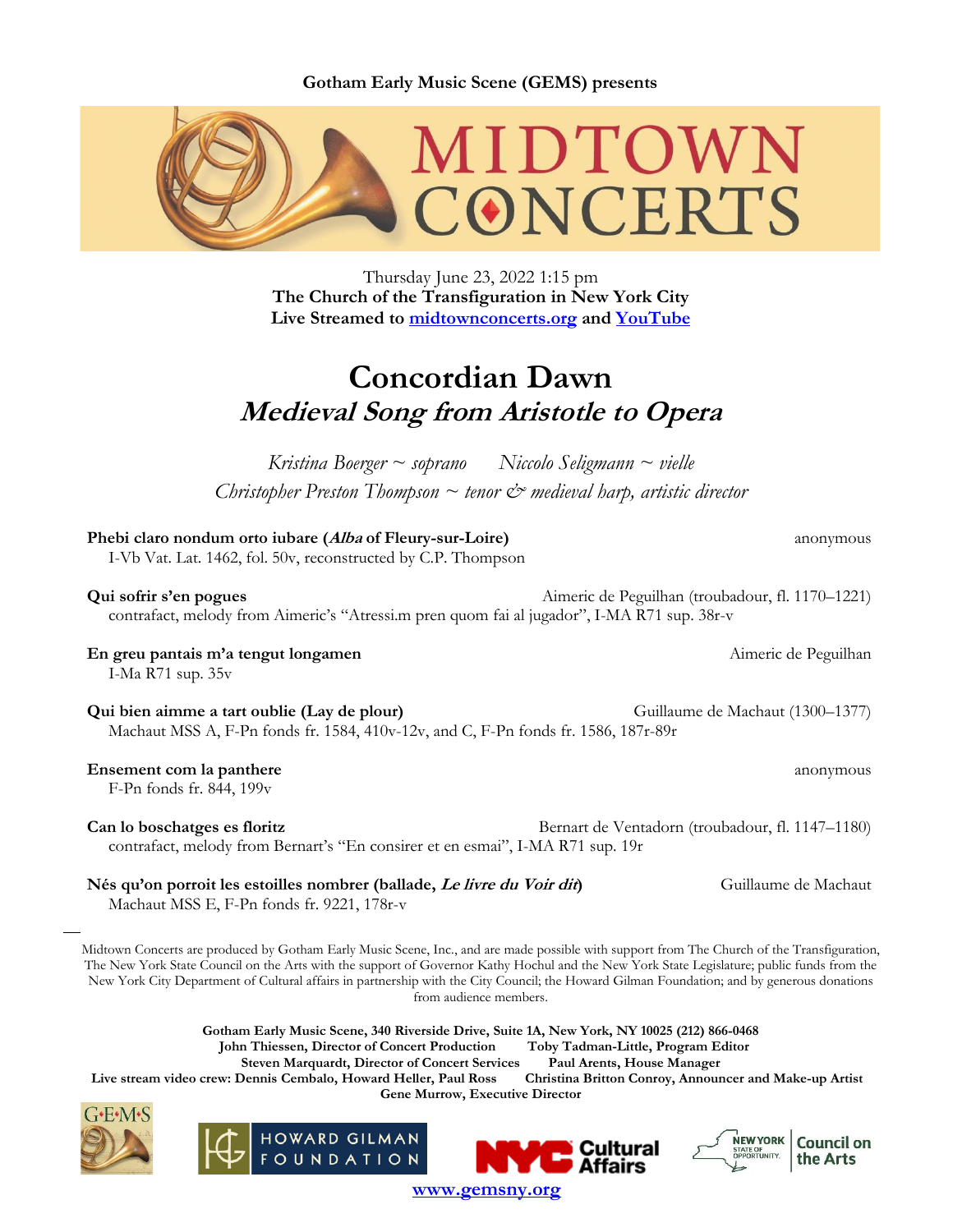**Gotham Early Music Scene (GEMS) presents**

# MIDTOWN CONCERTS

Thursday June 23, 2022 1:15 pm
**The Church of the Transfiguration in New York City**
**Live Streamed to [midtownconcerts.org](midtownconcerts.org) and [YouTube](YouTube)**

# Concordian Dawn

## *Medieval Song from Aristotle to Opera*

*Kristina Boerger ~ soprano* *Niccolo Seligmann ~ vielle*
*Christopher Preston Thompson ~ tenor & medieval harp, artistic director*

**Phebi claro nondum orto iubare (*Alba* of Fleury-sur-Loire)** — anonymous
I-Vb Vat. Lat. 1462, fol. 50v, reconstructed by C.P. Thompson

**Qui sofrir s'en pogues** — Aimeric de Peguilhan (troubadour, fl. 1170–1221)
contrafact, melody from Aimeric's "Atressi.m pren quom fai al jugador", I-MA R71 sup. 38r-v

**En greu pantais m'a tengut longamen** — Aimeric de Peguilhan
I-Ma R71 sup. 35v

**Qui bien aimme a tart oublie (Lay de plour)** — Guillaume de Machaut (1300–1377)
Machaut MSS A, F-Pn fonds fr. 1584, 410v-12v, and C, F-Pn fonds fr. 1586, 187r-89r

**Ensement com la panthere** — anonymous
F-Pn fonds fr. 844, 199v

**Can lo boschatges es floritz** — Bernart de Ventadorn (troubadour, fl. 1147–1180)
contrafact, melody from Bernart's "En consirer et en esmai", I-MA R71 sup. 19r

**Nés qu'on porroit les estoilles nombrer (ballade, *Le livre du Voir dit*)** — Guillaume de Machaut
Machaut MSS E, F-Pn fonds fr. 9221, 178r-v

---

Midtown Concerts are produced by Gotham Early Music Scene, Inc., and are made possible with support from The Church of the Transfiguration, The New York State Council on the Arts with the support of Governor Kathy Hochul and the New York State Legislature; public funds from the New York City Department of Cultural affairs in partnership with the City Council; the Howard Gilman Foundation; and by generous donations from audience members.

**Gotham Early Music Scene, 340 Riverside Drive, Suite 1A, New York, NY 10025 (212) 866-0468**
**John Thiessen, Director of Concert Production** **Toby Tadman-Little, Program Editor**
**Steven Marquardt, Director of Concert Services** **Paul Arents, House Manager**
**Live stream video crew: Dennis Cembalo, Howard Heller, Paul Ross** **Christina Britton Conroy, Announcer and Make-up Artist**
**Gene Murrow, Executive Director**

G·E·M·S HOWARD GILMAN FOUNDATION NYC Cultural Affairs NEW YORK STATE OF OPPORTUNITY. Council on the Arts

**[www.gemsny.org](www.gemsny.org)**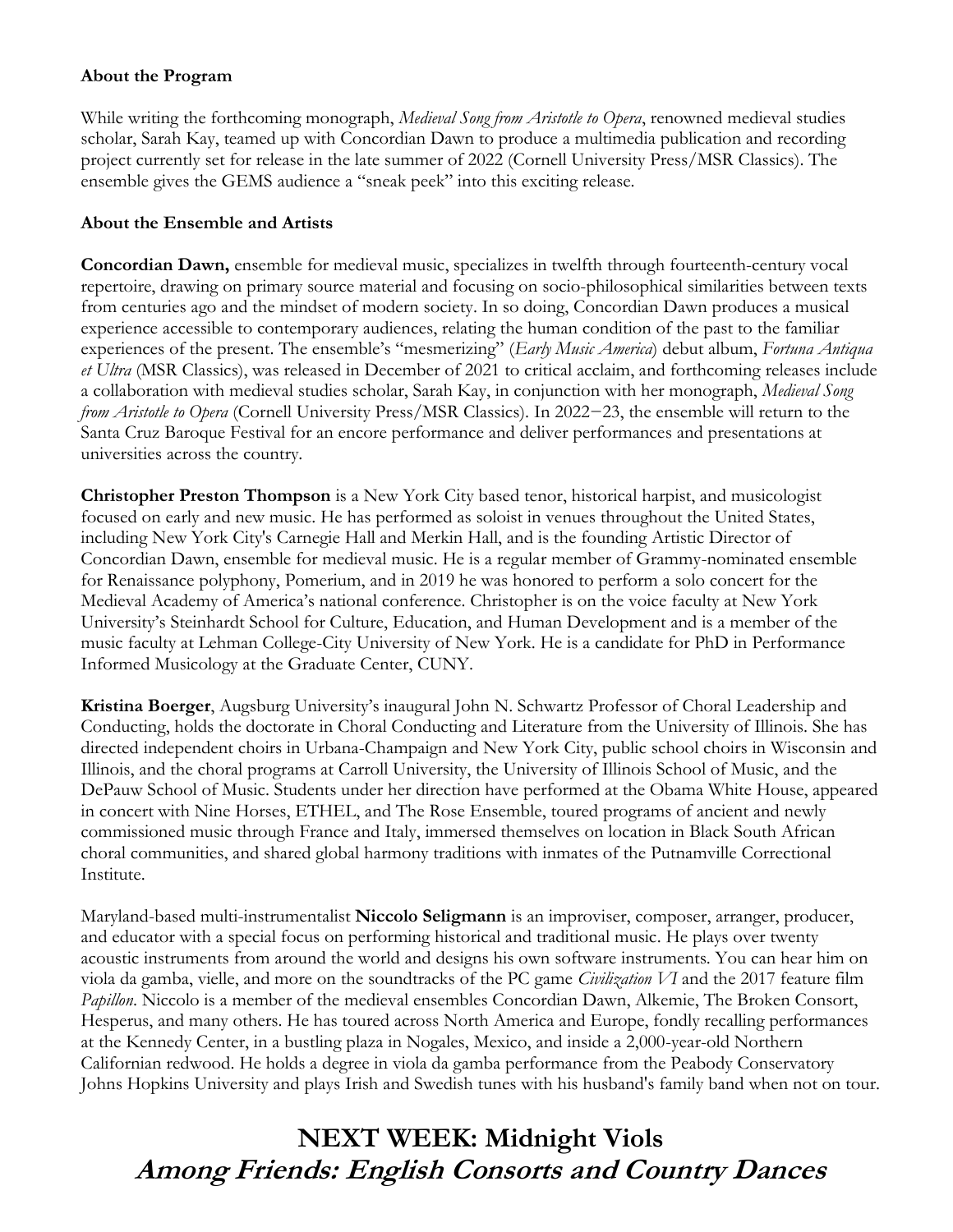**About the Program**

While writing the forthcoming monograph, *Medieval Song from Aristotle to Opera*, renowned medieval studies scholar, Sarah Kay, teamed up with Concordian Dawn to produce a multimedia publication and recording project currently set for release in the late summer of 2022 (Cornell University Press/MSR Classics). The ensemble gives the GEMS audience a "sneak peek" into this exciting release.

**About the Ensemble and Artists**

**Concordian Dawn,** ensemble for medieval music, specializes in twelfth through fourteenth-century vocal repertoire, drawing on primary source material and focusing on socio-philosophical similarities between texts from centuries ago and the mindset of modern society. In so doing, Concordian Dawn produces a musical experience accessible to contemporary audiences, relating the human condition of the past to the familiar experiences of the present. The ensemble's "mesmerizing" (*Early Music America*) debut album, *Fortuna Antiqua et Ultra* (MSR Classics), was released in December of 2021 to critical acclaim, and forthcoming releases include a collaboration with medieval studies scholar, Sarah Kay, in conjunction with her monograph, *Medieval Song from Aristotle to Opera* (Cornell University Press/MSR Classics). In 2022−23, the ensemble will return to the Santa Cruz Baroque Festival for an encore performance and deliver performances and presentations at universities across the country.

**Christopher Preston Thompson** is a New York City based tenor, historical harpist, and musicologist focused on early and new music. He has performed as soloist in venues throughout the United States, including New York City's Carnegie Hall and Merkin Hall, and is the founding Artistic Director of Concordian Dawn, ensemble for medieval music. He is a regular member of Grammy-nominated ensemble for Renaissance polyphony, Pomerium, and in 2019 he was honored to perform a solo concert for the Medieval Academy of America's national conference. Christopher is on the voice faculty at New York University's Steinhardt School for Culture, Education, and Human Development and is a member of the music faculty at Lehman College-City University of New York. He is a candidate for PhD in Performance Informed Musicology at the Graduate Center, CUNY.

**Kristina Boerger**, Augsburg University's inaugural John N. Schwartz Professor of Choral Leadership and Conducting, holds the doctorate in Choral Conducting and Literature from the University of Illinois. She has directed independent choirs in Urbana-Champaign and New York City, public school choirs in Wisconsin and Illinois, and the choral programs at Carroll University, the University of Illinois School of Music, and the DePauw School of Music. Students under her direction have performed at the Obama White House, appeared in concert with Nine Horses, ETHEL, and The Rose Ensemble, toured programs of ancient and newly commissioned music through France and Italy, immersed themselves on location in Black South African choral communities, and shared global harmony traditions with inmates of the Putnamville Correctional Institute.

Maryland-based multi-instrumentalist **Niccolo Seligmann** is an improviser, composer, arranger, producer, and educator with a special focus on performing historical and traditional music. He plays over twenty acoustic instruments from around the world and designs his own software instruments. You can hear him on viola da gamba, vielle, and more on the soundtracks of the PC game *Civilization VI* and the 2017 feature film *Papillon*. Niccolo is a member of the medieval ensembles Concordian Dawn, Alkemie, The Broken Consort, Hesperus, and many others. He has toured across North America and Europe, fondly recalling performances at the Kennedy Center, in a bustling plaza in Nogales, Mexico, and inside a 2,000-year-old Northern Californian redwood. He holds a degree in viola da gamba performance from the Peabody Conservatory Johns Hopkins University and plays Irish and Swedish tunes with his husband's family band when not on tour.

## NEXT WEEK: Midnight Viols
## *Among Friends: English Consorts and Country Dances*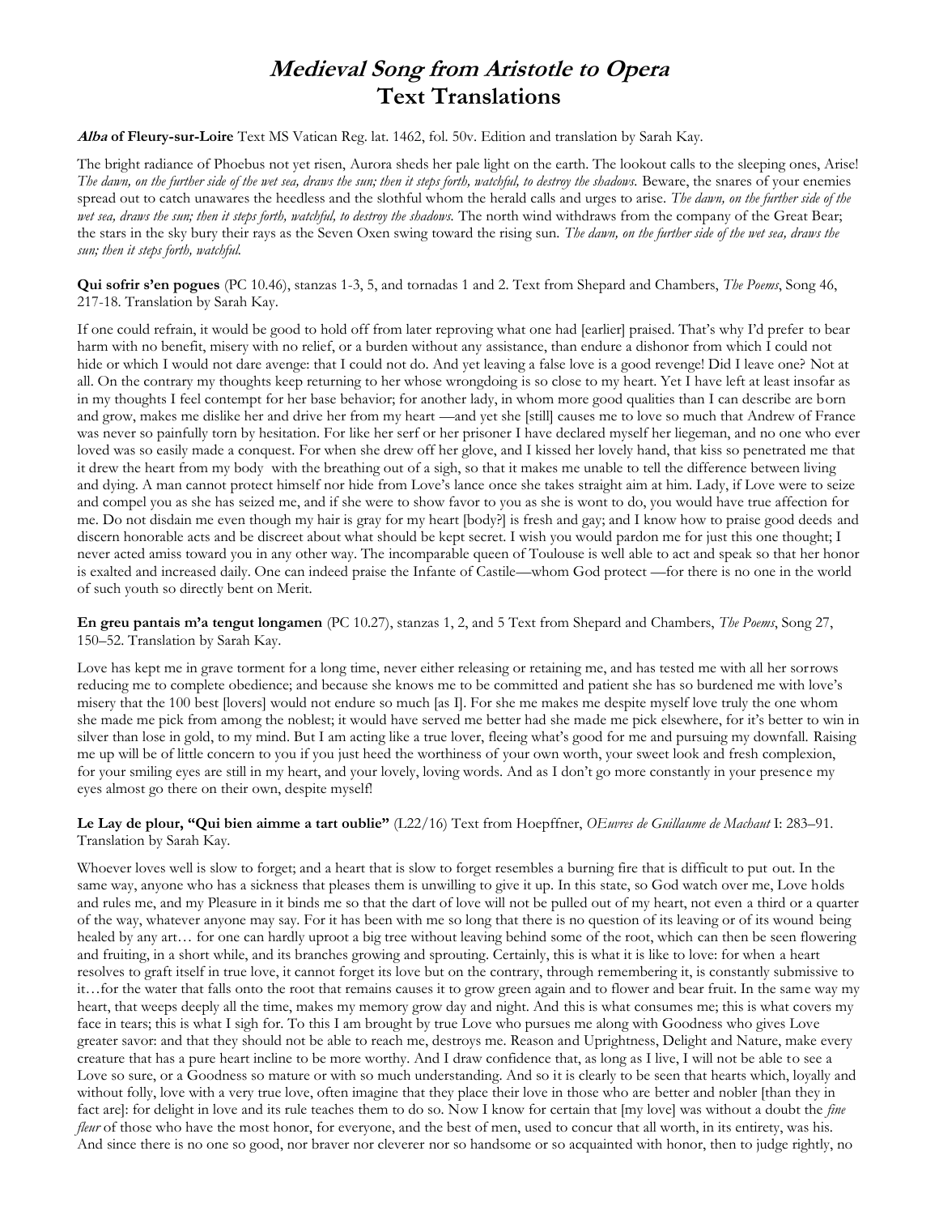# ***Medieval Song from Aristotle to Opera*** **Text Translations**

***Alba* of Fleury-sur-Loire** Text MS Vatican Reg. lat. 1462, fol. 50v. Edition and translation by Sarah Kay.

The bright radiance of Phoebus not yet risen, Aurora sheds her pale light on the earth. The lookout calls to the sleeping ones, Arise! *The dawn, on the further side of the wet sea, draws the sun; then it steps forth, watchful, to destroy the shadows.* Beware, the snares of your enemies spread out to catch unawares the heedless and the slothful whom the herald calls and urges to arise. *The dawn, on the further side of the wet sea, draws the sun; then it steps forth, watchful, to destroy the shadows.* The north wind withdraws from the company of the Great Bear; the stars in the sky bury their rays as the Seven Oxen swing toward the rising sun. *The dawn, on the further side of the wet sea, draws the sun; then it steps forth, watchful.*

**Qui sofrir s'en pogues** (PC 10.46), stanzas 1-3, 5, and tornadas 1 and 2. Text from Shepard and Chambers, *The Poems*, Song 46, 217-18. Translation by Sarah Kay.

If one could refrain, it would be good to hold off from later reproving what one had [earlier] praised. That's why I'd prefer to bear harm with no benefit, misery with no relief, or a burden without any assistance, than endure a dishonor from which I could not hide or which I would not dare avenge: that I could not do. And yet leaving a false love is a good revenge! Did I leave one? Not at all. On the contrary my thoughts keep returning to her whose wrongdoing is so close to my heart. Yet I have left at least insofar as in my thoughts I feel contempt for her base behavior; for another lady, in whom more good qualities than I can describe are born and grow, makes me dislike her and drive her from my heart —and yet she [still] causes me to love so much that Andrew of France was never so painfully torn by hesitation. For like her serf or her prisoner I have declared myself her liegeman, and no one who ever loved was so easily made a conquest. For when she drew off her glove, and I kissed her lovely hand, that kiss so penetrated me that it drew the heart from my body with the breathing out of a sigh, so that it makes me unable to tell the difference between living and dying. A man cannot protect himself nor hide from Love's lance once she takes straight aim at him. Lady, if Love were to seize and compel you as she has seized me, and if she were to show favor to you as she is wont to do, you would have true affection for me. Do not disdain me even though my hair is gray for my heart [body?] is fresh and gay; and I know how to praise good deeds and discern honorable acts and be discreet about what should be kept secret. I wish you would pardon me for just this one thought; I never acted amiss toward you in any other way. The incomparable queen of Toulouse is well able to act and speak so that her honor is exalted and increased daily. One can indeed praise the Infante of Castile—whom God protect —for there is no one in the world of such youth so directly bent on Merit.

**En greu pantais m'a tengut longamen** (PC 10.27), stanzas 1, 2, and 5 Text from Shepard and Chambers, *The Poems*, Song 27, 150–52. Translation by Sarah Kay.

Love has kept me in grave torment for a long time, never either releasing or retaining me, and has tested me with all her sorrows reducing me to complete obedience; and because she knows me to be committed and patient she has so burdened me with love's misery that the 100 best [lovers] would not endure so much [as I]. For she me makes me despite myself love truly the one whom she made me pick from among the noblest; it would have served me better had she made me pick elsewhere, for it's better to win in silver than lose in gold, to my mind. But I am acting like a true lover, fleeing what's good for me and pursuing my downfall. Raising me up will be of little concern to you if you just heed the worthiness of your own worth, your sweet look and fresh complexion, for your smiling eyes are still in my heart, and your lovely, loving words. And as I don't go more constantly in your presence my eyes almost go there on their own, despite myself!

**Le Lay de plour, "Qui bien aimme a tart oublie"** (L22/16) Text from Hoepffner, *OEuvres de Guillaume de Machaut* I: 283–91. Translation by Sarah Kay.

Whoever loves well is slow to forget; and a heart that is slow to forget resembles a burning fire that is difficult to put out. In the same way, anyone who has a sickness that pleases them is unwilling to give it up. In this state, so God watch over me, Love holds and rules me, and my Pleasure in it binds me so that the dart of love will not be pulled out of my heart, not even a third or a quarter of the way, whatever anyone may say. For it has been with me so long that there is no question of its leaving or of its wound being healed by any art… for one can hardly uproot a big tree without leaving behind some of the root, which can then be seen flowering and fruiting, in a short while, and its branches growing and sprouting. Certainly, this is what it is like to love: for when a heart resolves to graft itself in true love, it cannot forget its love but on the contrary, through remembering it, is constantly submissive to it…for the water that falls onto the root that remains causes it to grow green again and to flower and bear fruit. In the same way my heart, that weeps deeply all the time, makes my memory grow day and night. And this is what consumes me; this is what covers my face in tears; this is what I sigh for. To this I am brought by true Love who pursues me along with Goodness who gives Love greater savor: and that they should not be able to reach me, destroys me. Reason and Uprightness, Delight and Nature, make every creature that has a pure heart incline to be more worthy. And I draw confidence that, as long as I live, I will not be able to see a Love so sure, or a Goodness so mature or with so much understanding. And so it is clearly to be seen that hearts which, loyally and without folly, love with a very true love, often imagine that they place their love in those who are better and nobler [than they in fact are]: for delight in love and its rule teaches them to do so. Now I know for certain that [my love] was without a doubt the *fine fleur* of those who have the most honor, for everyone, and the best of men, used to concur that all worth, in its entirety, was his. And since there is no one so good, nor braver nor cleverer nor so handsome or so acquainted with honor, then to judge rightly, no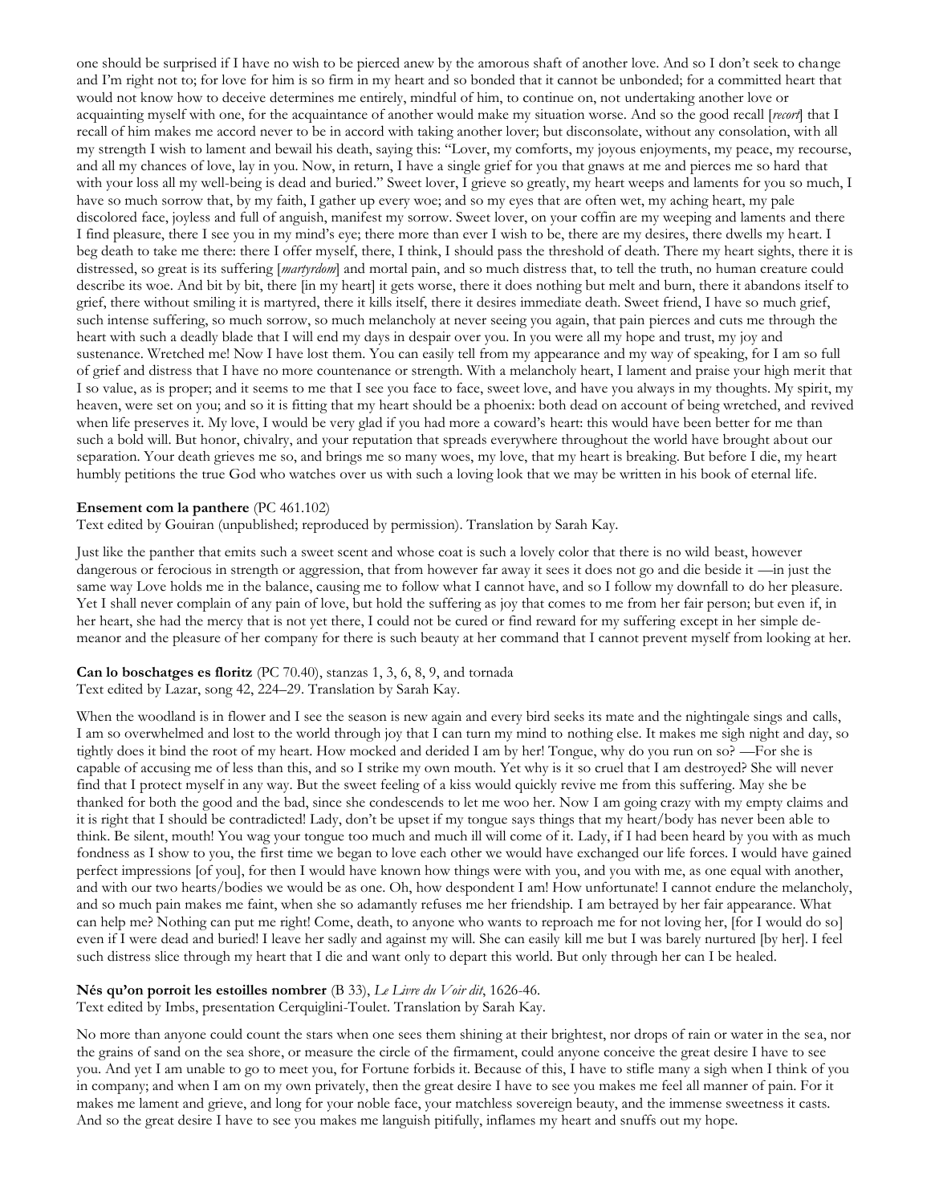one should be surprised if I have no wish to be pierced anew by the amorous shaft of another love. And so I don't seek to change and I'm right not to; for love for him is so firm in my heart and so bonded that it cannot be unbonded; for a committed heart that would not know how to deceive determines me entirely, mindful of him, to continue on, not undertaking another love or acquainting myself with one, for the acquaintance of another would make my situation worse. And so the good recall [*record*] that I recall of him makes me accord never to be in accord with taking another lover; but disconsolate, without any consolation, with all my strength I wish to lament and bewail his death, saying this: "Lover, my comforts, my joyous enjoyments, my peace, my recourse, and all my chances of love, lay in you. Now, in return, I have a single grief for you that gnaws at me and pierces me so hard that with your loss all my well-being is dead and buried." Sweet lover, I grieve so greatly, my heart weeps and laments for you so much, I have so much sorrow that, by my faith, I gather up every woe; and so my eyes that are often wet, my aching heart, my pale discolored face, joyless and full of anguish, manifest my sorrow. Sweet lover, on your coffin are my weeping and laments and there I find pleasure, there I see you in my mind's eye; there more than ever I wish to be, there are my desires, there dwells my heart. I beg death to take me there: there I offer myself, there, I think, I should pass the threshold of death. There my heart sights, there it is distressed, so great is its suffering [*martyrdom*] and mortal pain, and so much distress that, to tell the truth, no human creature could describe its woe. And bit by bit, there [in my heart] it gets worse, there it does nothing but melt and burn, there it abandons itself to grief, there without smiling it is martyred, there it kills itself, there it desires immediate death. Sweet friend, I have so much grief, such intense suffering, so much sorrow, so much melancholy at never seeing you again, that pain pierces and cuts me through the heart with such a deadly blade that I will end my days in despair over you. In you were all my hope and trust, my joy and sustenance. Wretched me! Now I have lost them. You can easily tell from my appearance and my way of speaking, for I am so full of grief and distress that I have no more countenance or strength. With a melancholy heart, I lament and praise your high merit that I so value, as is proper; and it seems to me that I see you face to face, sweet love, and have you always in my thoughts. My spirit, my heaven, were set on you; and so it is fitting that my heart should be a phoenix: both dead on account of being wretched, and revived when life preserves it. My love, I would be very glad if you had more a coward's heart: this would have been better for me than such a bold will. But honor, chivalry, and your reputation that spreads everywhere throughout the world have brought about our separation. Your death grieves me so, and brings me so many woes, my love, that my heart is breaking. But before I die, my heart humbly petitions the true God who watches over us with such a loving look that we may be written in his book of eternal life.

**Ensement com la panthere** (PC 461.102)
Text edited by Gouiran (unpublished; reproduced by permission). Translation by Sarah Kay.

Just like the panther that emits such a sweet scent and whose coat is such a lovely color that there is no wild beast, however dangerous or ferocious in strength or aggression, that from however far away it sees it does not go and die beside it —in just the same way Love holds me in the balance, causing me to follow what I cannot have, and so I follow my downfall to do her pleasure. Yet I shall never complain of any pain of love, but hold the suffering as joy that comes to me from her fair person; but even if, in her heart, she had the mercy that is not yet there, I could not be cured or find reward for my suffering except in her simple demeanor and the pleasure of her company for there is such beauty at her command that I cannot prevent myself from looking at her.

**Can lo boschatges es floritz** (PC 70.40), stanzas 1, 3, 6, 8, 9, and tornada
Text edited by Lazar, song 42, 224–29. Translation by Sarah Kay.

When the woodland is in flower and I see the season is new again and every bird seeks its mate and the nightingale sings and calls, I am so overwhelmed and lost to the world through joy that I can turn my mind to nothing else. It makes me sigh night and day, so tightly does it bind the root of my heart. How mocked and derided I am by her! Tongue, why do you run on so? —For she is capable of accusing me of less than this, and so I strike my own mouth. Yet why is it so cruel that I am destroyed? She will never find that I protect myself in any way. But the sweet feeling of a kiss would quickly revive me from this suffering. May she be thanked for both the good and the bad, since she condescends to let me woo her. Now I am going crazy with my empty claims and it is right that I should be contradicted! Lady, don't be upset if my tongue says things that my heart/body has never been able to think. Be silent, mouth! You wag your tongue too much and much ill will come of it. Lady, if I had been heard by you with as much fondness as I show to you, the first time we began to love each other we would have exchanged our life forces. I would have gained perfect impressions [of you], for then I would have known how things were with you, and you with me, as one equal with another, and with our two hearts/bodies we would be as one. Oh, how despondent I am! How unfortunate! I cannot endure the melancholy, and so much pain makes me faint, when she so adamantly refuses me her friendship. I am betrayed by her fair appearance. What can help me? Nothing can put me right! Come, death, to anyone who wants to reproach me for not loving her, [for I would do so] even if I were dead and buried! I leave her sadly and against my will. She can easily kill me but I was barely nurtured [by her]. I feel such distress slice through my heart that I die and want only to depart this world. But only through her can I be healed.

**Nés qu'on porroit les estoilles nombrer** (B 33), *Le Livre du Voir dit*, 1626-46.
Text edited by Imbs, presentation Cerquiglini-Toulet. Translation by Sarah Kay.

No more than anyone could count the stars when one sees them shining at their brightest, nor drops of rain or water in the sea, nor the grains of sand on the sea shore, or measure the circle of the firmament, could anyone conceive the great desire I have to see you. And yet I am unable to go to meet you, for Fortune forbids it. Because of this, I have to stifle many a sigh when I think of you in company; and when I am on my own privately, then the great desire I have to see you makes me feel all manner of pain. For it makes me lament and grieve, and long for your noble face, your matchless sovereign beauty, and the immense sweetness it casts. And so the great desire I have to see you makes me languish pitifully, inflames my heart and snuffs out my hope.